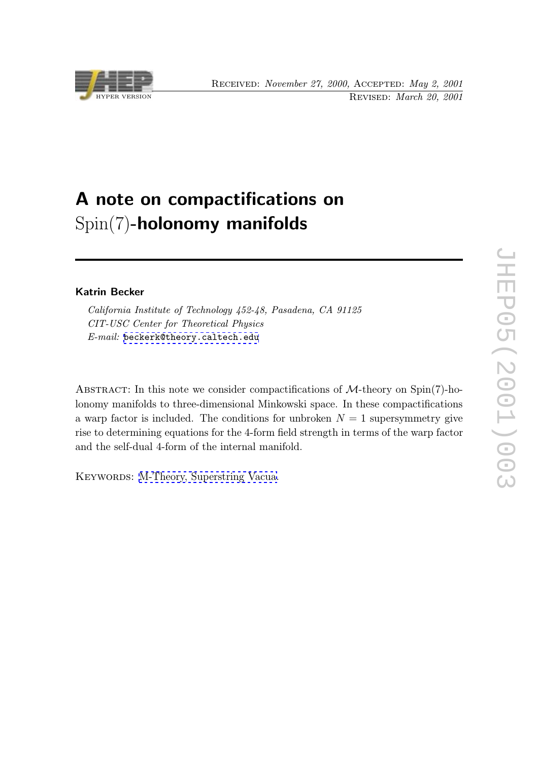Received: *November 27, 2000,* Accepted: *May 2, 2001*
Revised: *March 20, 2001*

# A note on compactifications on Spin(7)-holonomy manifolds

**Katrin Becker**

*California Institute of Technology 452-48, Pasadena, CA 91125*
*CIT-USC Center for Theoretical Physics*
*E-mail:* beckerk@theory.caltech.edu

Abstract: In this note we consider compactifications of $\mathcal{M}$-theory on Spin(7)-holonomy manifolds to three-dimensional Minkowski space. In these compactifications a warp factor is included. The conditions for unbroken $N = 1$ supersymmetry give rise to determining equations for the 4-form field strength in terms of the warp factor and the self-dual 4-form of the internal manifold.

Keywords: M-Theory, Superstring Vacua.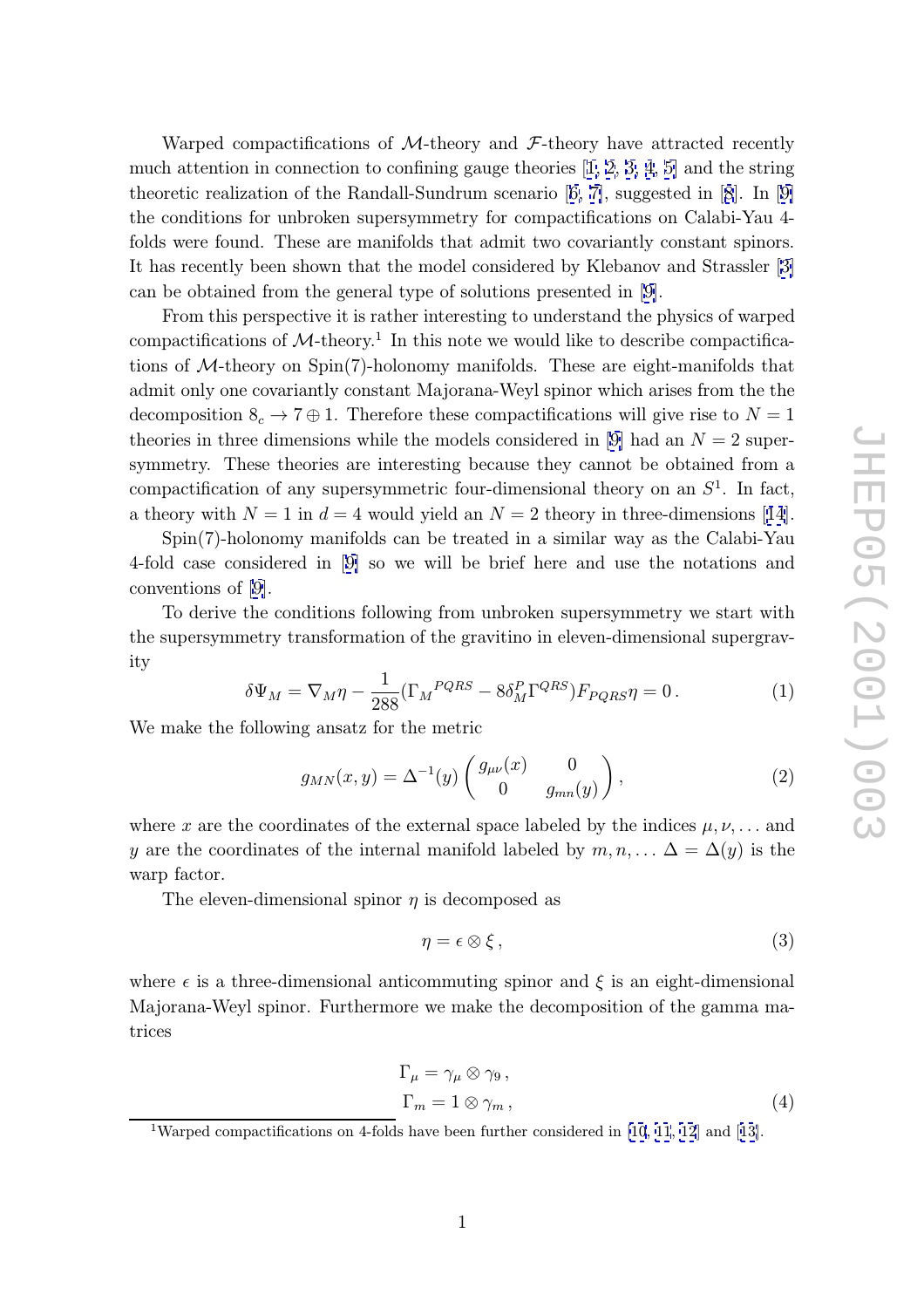Warped compactifications of $\mathcal{M}$-theory and $\mathcal{F}$-theory have attracted recently much attention in connection to confining gauge theories [1, 2, 3, 4, 5] and the string theoretic realization of the Randall-Sundrum scenario [6, 7], suggested in [8]. In [9] the conditions for unbroken supersymmetry for compactifications on Calabi-Yau 4-folds were found. These are manifolds that admit two covariantly constant spinors. It has recently been shown that the model considered by Klebanov and Strassler [3] can be obtained from the general type of solutions presented in [9].

From this perspective it is rather interesting to understand the physics of warped compactifications of $\mathcal{M}$-theory.[1] In this note we would like to describe compactifications of $\mathcal{M}$-theory on Spin(7)-holonomy manifolds. These are eight-manifolds that admit only one covariantly constant Majorana-Weyl spinor which arises from the the decomposition $8_c \to 7 \oplus 1$. Therefore these compactifications will give rise to $N = 1$ theories in three dimensions while the models considered in [9] had an $N = 2$ supersymmetry. These theories are interesting because they cannot be obtained from a compactification of any supersymmetric four-dimensional theory on an $S^1$. In fact, a theory with $N = 1$ in $d = 4$ would yield an $N = 2$ theory in three-dimensions [14].

Spin(7)-holonomy manifolds can be treated in a similar way as the Calabi-Yau 4-fold case considered in [9] so we will be brief here and use the notations and conventions of [9].

To derive the conditions following from unbroken supersymmetry we start with the supersymmetry transformation of the gravitino in eleven-dimensional supergravity

$$\delta\Psi_M = \nabla_M \eta - \frac{1}{288}({\Gamma_M}^{PQRS} - 8\delta^P_M \Gamma^{QRS}) F_{PQRS}\eta = 0\,. \tag{1}$$

We make the following ansatz for the metric

$$g_{MN}(x,y) = \Delta^{-1}(y) \begin{pmatrix} g_{\mu\nu}(x) & 0 \\ 0 & g_{mn}(y) \end{pmatrix}, \tag{2}$$

where $x$ are the coordinates of the external space labeled by the indices $\mu, \nu, \ldots$ and $y$ are the coordinates of the internal manifold labeled by $m, n, \ldots$ $\Delta = \Delta(y)$ is the warp factor.

The eleven-dimensional spinor $\eta$ is decomposed as

$$\eta = \epsilon \otimes \xi\,, \tag{3}$$

where $\epsilon$ is a three-dimensional anticommuting spinor and $\xi$ is an eight-dimensional Majorana-Weyl spinor. Furthermore we make the decomposition of the gamma matrices

$$\begin{aligned} \Gamma_\mu &= \gamma_\mu \otimes \gamma_9\,, \\ \Gamma_m &= 1 \otimes \gamma_m\,, \end{aligned} \tag{4}$$

[1] Warped compactifications on 4-folds have been further considered in [10, 11, 12] and [13].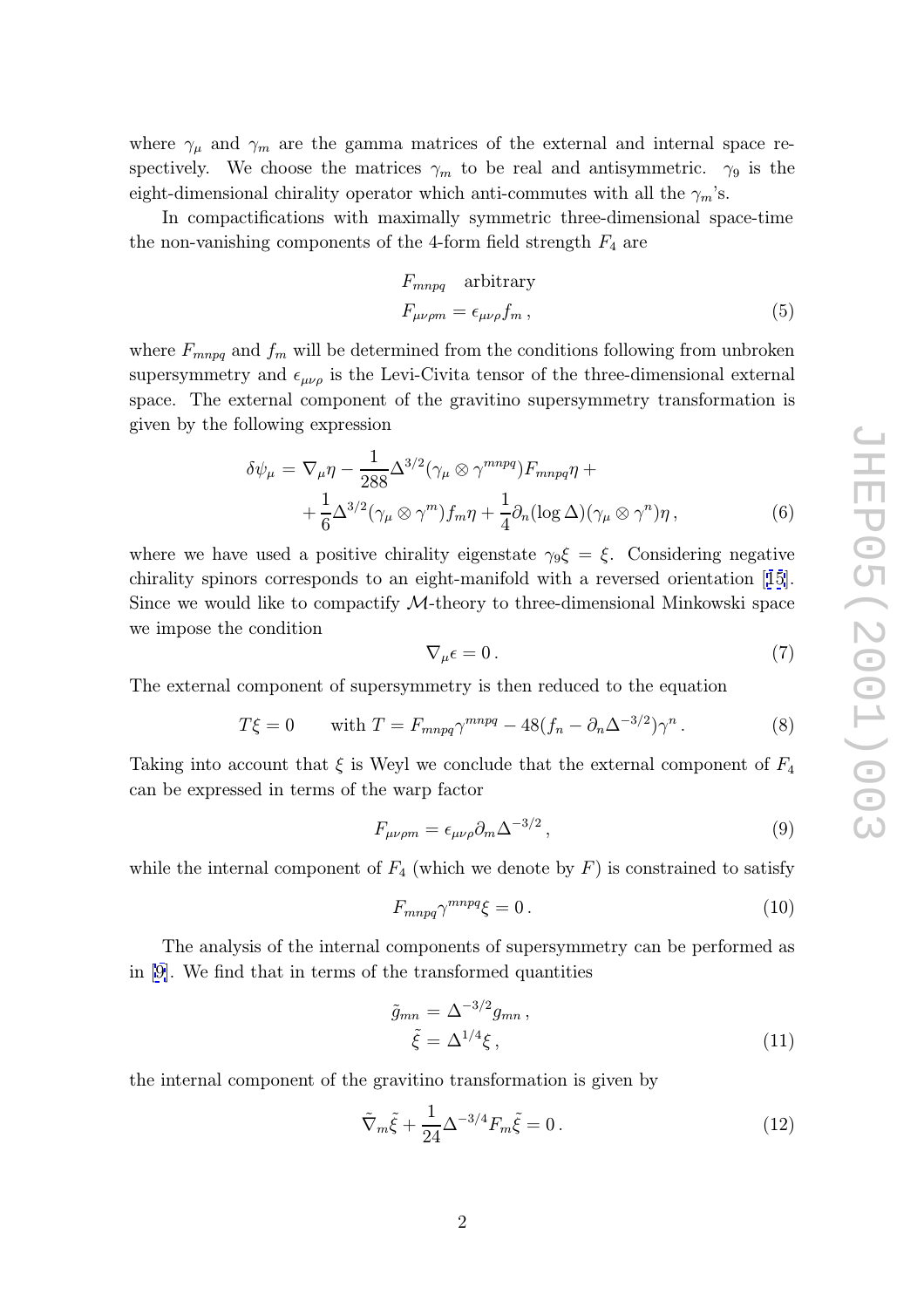where $\gamma_\mu$ and $\gamma_m$ are the gamma matrices of the external and internal space respectively. We choose the matrices $\gamma_m$ to be real and antisymmetric. $\gamma_9$ is the eight-dimensional chirality operator which anti-commutes with all the $\gamma_m$'s.

In compactifications with maximally symmetric three-dimensional space-time the non-vanishing components of the 4-form field strength $F_4$ are

$$
\begin{aligned}
&F_{mnpq} \quad \text{arbitrary} \\
&F_{\mu\nu\rho m} = \epsilon_{\mu\nu\rho} f_m \,,
\end{aligned}
\tag{5}
$$

where $F_{mnpq}$ and $f_m$ will be determined from the conditions following from unbroken supersymmetry and $\epsilon_{\mu\nu\rho}$ is the Levi-Civita tensor of the three-dimensional external space. The external component of the gravitino supersymmetry transformation is given by the following expression

$$
\begin{aligned}
\delta\psi_\mu = & \nabla_\mu \eta - \frac{1}{288}\Delta^{3/2}(\gamma_\mu \otimes \gamma^{mnpq})F_{mnpq}\eta + \\
& + \frac{1}{6}\Delta^{3/2}(\gamma_\mu \otimes \gamma^m) f_m \eta + \frac{1}{4}\partial_n(\log\Delta)(\gamma_\mu \otimes \gamma^n)\eta \,,
\end{aligned}
\tag{6}
$$

where we have used a positive chirality eigenstate $\gamma_9\xi = \xi$. Considering negative chirality spinors corresponds to an eight-manifold with a reversed orientation [15]. Since we would like to compactify $\mathcal{M}$-theory to three-dimensional Minkowski space we impose the condition

$$
\nabla_\mu \epsilon = 0 \,. \tag{7}
$$

The external component of supersymmetry is then reduced to the equation

$$
T\xi = 0 \qquad \text{with } T = F_{mnpq}\gamma^{mnpq} - 48(f_n - \partial_n \Delta^{-3/2})\gamma^n \,. \tag{8}
$$

Taking into account that $\xi$ is Weyl we conclude that the external component of $F_4$ can be expressed in terms of the warp factor

$$
F_{\mu\nu\rho m} = \epsilon_{\mu\nu\rho}\partial_m \Delta^{-3/2} \,, \tag{9}
$$

while the internal component of $F_4$ (which we denote by $F$) is constrained to satisfy

$$
F_{mnpq}\gamma^{mnpq}\xi = 0 \,. \tag{10}
$$

The analysis of the internal components of supersymmetry can be performed as in [9]. We find that in terms of the transformed quantities

$$
\begin{aligned}
\tilde{g}_{mn} &= \Delta^{-3/2} g_{mn} \,, \\
\tilde{\xi} &= \Delta^{1/4}\xi \,,
\end{aligned}
\tag{11}
$$

the internal component of the gravitino transformation is given by

$$
\tilde{\nabla}_m \tilde{\xi} + \frac{1}{24}\Delta^{-3/4} F_m \tilde{\xi} = 0 \,. \tag{12}
$$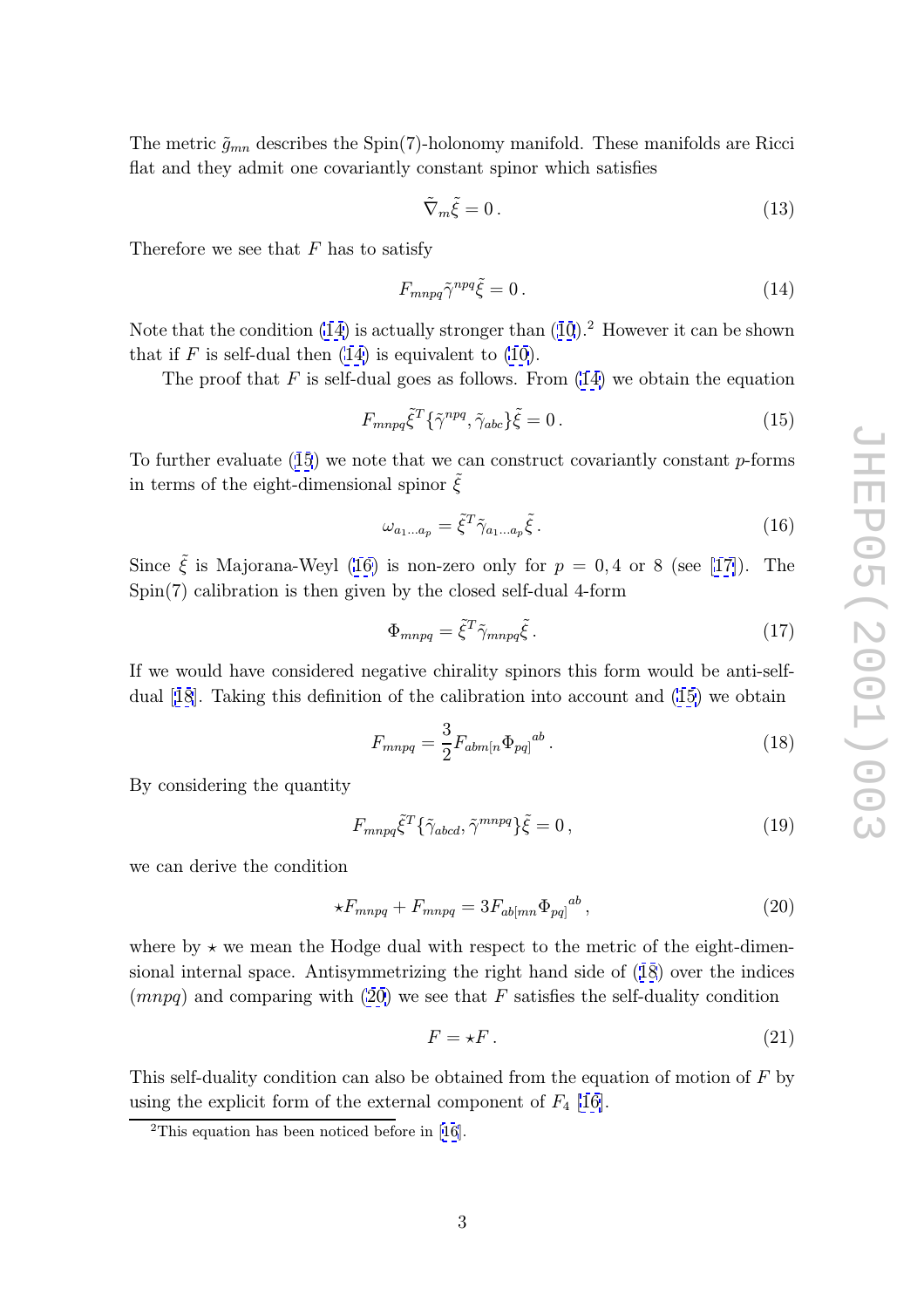The metric $\tilde{g}_{mn}$ describes the Spin(7)-holonomy manifold. These manifolds are Ricci flat and they admit one covariantly constant spinor which satisfies

$$\tilde{\nabla}_m \tilde{\xi} = 0\,. \tag{13}$$

Therefore we see that $F$ has to satisfy

$$F_{mnpq}\tilde{\gamma}^{npq}\tilde{\xi} = 0\,. \tag{14}$$

Note that the condition (14) is actually stronger than (10).[2] However it can be shown that if $F$ is self-dual then (14) is equivalent to (10).

The proof that $F$ is self-dual goes as follows. From (14) we obtain the equation

$$F_{mnpq}\tilde{\xi}^T\{\tilde{\gamma}^{npq}, \tilde{\gamma}_{abc}\}\tilde{\xi} = 0\,. \tag{15}$$

To further evaluate (15) we note that we can construct covariantly constant $p$-forms in terms of the eight-dimensional spinor $\tilde{\xi}$

$$\omega_{a_1\ldots a_p} = \tilde{\xi}^T\tilde{\gamma}_{a_1\ldots a_p}\tilde{\xi}\,. \tag{16}$$

Since $\tilde{\xi}$ is Majorana-Weyl (16) is non-zero only for $p = 0, 4$ or $8$ (see [17]). The Spin(7) calibration is then given by the closed self-dual 4-form

$$\Phi_{mnpq} = \tilde{\xi}^T\tilde{\gamma}_{mnpq}\tilde{\xi}\,. \tag{17}$$

If we would have considered negative chirality spinors this form would be anti-self-dual [18]. Taking this definition of the calibration into account and (15) we obtain

$$F_{mnpq} = \frac{3}{2}F_{abm[n}\Phi_{pq]}{}^{ab}\,. \tag{18}$$

By considering the quantity

$$F_{mnpq}\tilde{\xi}^T\{\tilde{\gamma}_{abcd}, \tilde{\gamma}^{mnpq}\}\tilde{\xi} = 0\,, \tag{19}$$

we can derive the condition

$$\star F_{mnpq} + F_{mnpq} = 3F_{ab[mn}\Phi_{pq]}{}^{ab}\,, \tag{20}$$

where by $\star$ we mean the Hodge dual with respect to the metric of the eight-dimensional internal space. Antisymmetrizing the right hand side of (18) over the indices $(mnpq)$ and comparing with (20) we see that $F$ satisfies the self-duality condition

$$F = \star F\,. \tag{21}$$

This self-duality condition can also be obtained from the equation of motion of $F$ by using the explicit form of the external component of $F_4$ [16].

[2] This equation has been noticed before in [16].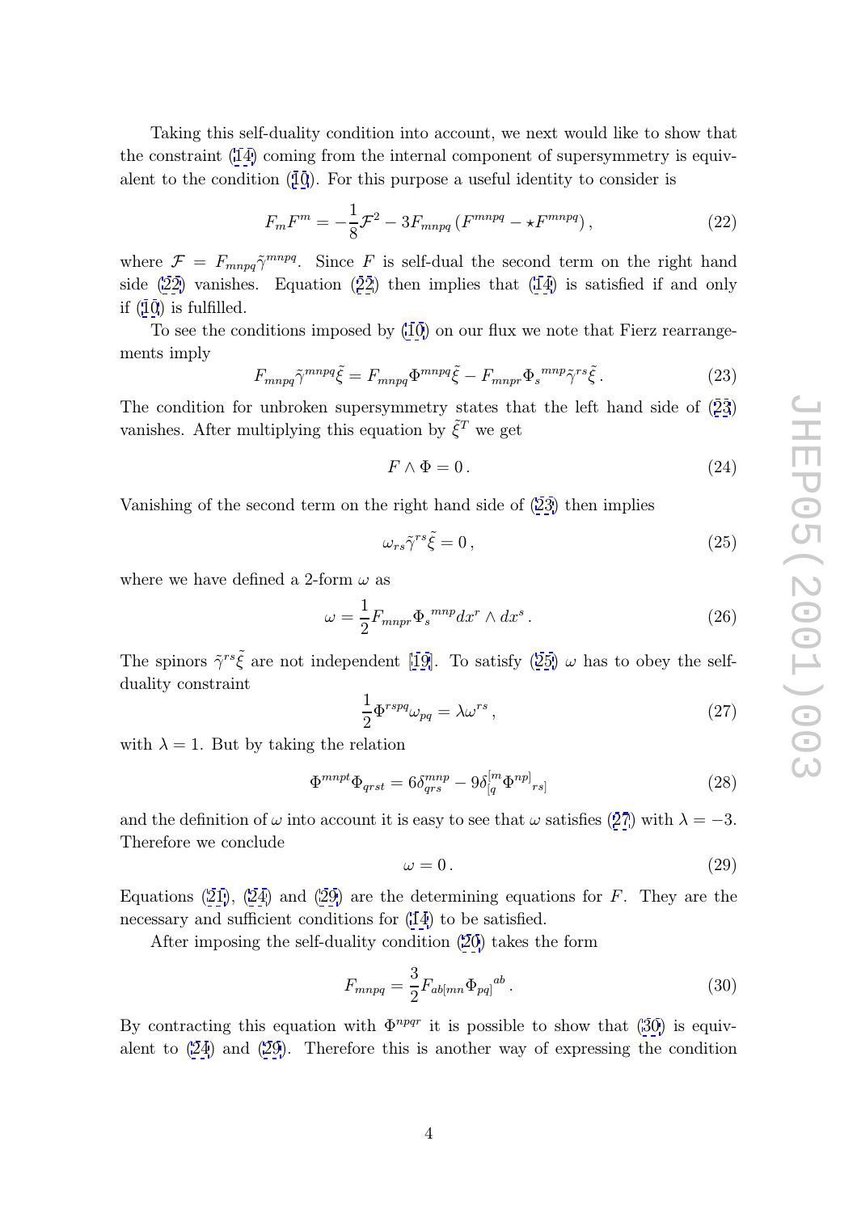Taking this self-duality condition into account, we next would like to show that the constraint (14) coming from the internal component of supersymmetry is equivalent to the condition (10). For this purpose a useful identity to consider is

$$F_m F^m = -\frac{1}{8}\mathcal{F}^2 - 3F_{mnpq}\left(F^{mnpq} - \star F^{mnpq}\right), \tag{22}$$

where $\mathcal{F} = F_{mnpq}\tilde{\gamma}^{mnpq}$. Since $F$ is self-dual the second term on the right hand side (22) vanishes. Equation (22) then implies that (14) is satisfied if and only if (10) is fulfilled.

To see the conditions imposed by (10) on our flux we note that Fierz rearrangements imply

$$F_{mnpq}\tilde{\gamma}^{mnpq}\tilde{\xi} = F_{mnpq}\Phi^{mnpq}\tilde{\xi} - F_{mnpr}\Phi_s{}^{mnp}\tilde{\gamma}^{rs}\tilde{\xi}\,. \tag{23}$$

The condition for unbroken supersymmetry states that the left hand side of (23) vanishes. After multiplying this equation by $\tilde{\xi}^T$ we get

$$F \wedge \Phi = 0\,. \tag{24}$$

Vanishing of the second term on the right hand side of (23) then implies

$$\omega_{rs}\tilde{\gamma}^{rs}\tilde{\xi} = 0\,, \tag{25}$$

where we have defined a 2-form $\omega$ as

$$\omega = \frac{1}{2}F_{mnpr}\Phi_s{}^{mnp}dx^r \wedge dx^s\,. \tag{26}$$

The spinors $\tilde{\gamma}^{rs}\tilde{\xi}$ are not independent [19]. To satisfy (25) $\omega$ has to obey the self-duality constraint

$$\frac{1}{2}\Phi^{rspq}\omega_{pq} = \lambda\omega^{rs}\,, \tag{27}$$

with $\lambda = 1$. But by taking the relation

$$\Phi^{mnpt}\Phi_{qrst} = 6\delta^{mnp}_{qrs} - 9\delta^{[m}_{[q}\Phi^{np]}{}_{rs]} \tag{28}$$

and the definition of $\omega$ into account it is easy to see that $\omega$ satisfies (27) with $\lambda = -3$. Therefore we conclude

$$\omega = 0\,. \tag{29}$$

Equations (21), (24) and (29) are the determining equations for $F$. They are the necessary and sufficient conditions for (14) to be satisfied.

After imposing the self-duality condition (20) takes the form

$$F_{mnpq} = \frac{3}{2}F_{ab[mn}\Phi_{pq]}{}^{ab}\,. \tag{30}$$

By contracting this equation with $\Phi^{npqr}$ it is possible to show that (30) is equivalent to (24) and (29). Therefore this is another way of expressing the condition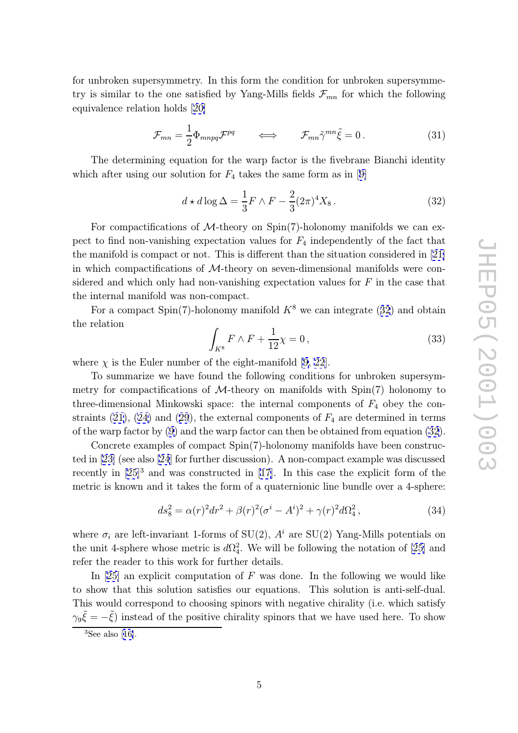for unbroken supersymmetry. In this form the condition for unbroken supersymmetry is similar to the one satisfied by Yang-Mills fields $\mathcal{F}_{mn}$ for which the following equivalence relation holds [20]

$$\mathcal{F}_{mn} = \frac{1}{2}\Phi_{mnpq}\mathcal{F}^{pq} \qquad \Longleftrightarrow \qquad \mathcal{F}_{mn}\tilde{\gamma}^{mn}\tilde{\xi} = 0\,. \tag{31}$$

The determining equation for the warp factor is the fivebrane Bianchi identity which after using our solution for $F_4$ takes the same form as in [9]

$$d \star d \log \Delta = \frac{1}{3}F \wedge F - \frac{2}{3}(2\pi)^4 X_8\,. \tag{32}$$

For compactifications of $\mathcal{M}$-theory on Spin(7)-holonomy manifolds we can expect to find non-vanishing expectation values for $F_4$ independently of the fact that the manifold is compact or not. This is different than the situation considered in [21] in which compactifications of $\mathcal{M}$-theory on seven-dimensional manifolds were considered and which only had non-vanishing expectation values for $F$ in the case that the internal manifold was non-compact.

For a compact Spin(7)-holonomy manifold $K^8$ we can integrate (32) and obtain the relation

$$\int_{K^8} F \wedge F + \frac{1}{12}\chi = 0\,, \tag{33}$$

where $\chi$ is the Euler number of the eight-manifold [9, 22].

To summarize we have found the following conditions for unbroken supersymmetry for compactifications of $\mathcal{M}$-theory on manifolds with Spin(7) holonomy to three-dimensional Minkowski space: the internal components of $F_4$ obey the constraints (21), (24) and (29), the external components of $F_4$ are determined in terms of the warp factor by (9) and the warp factor can then be obtained from equation (32).

Concrete examples of compact Spin(7)-holonomy manifolds have been constructed in [23] (see also [24] for further discussion). A non-compact example was discussed recently in [25][3] and was constructed in [17]. In this case the explicit form of the metric is known and it takes the form of a quaternionic line bundle over a 4-sphere:

$$ds_8^2 = \alpha(r)^2 dr^2 + \beta(r)^2(\sigma^i - A^i)^2 + \gamma(r)^2 d\Omega_4^2\,, \tag{34}$$

where $\sigma_i$ are left-invariant 1-forms of SU(2), $A^i$ are SU(2) Yang-Mills potentials on the unit 4-sphere whose metric is $d\Omega_4^2$. We will be following the notation of [25] and refer the reader to this work for further details.

In [25] an explicit computation of $F$ was done. In the following we would like to show that this solution satisfies our equations. This solution is anti-self-dual. This would correspond to choosing spinors with negative chirality (i.e. which satisfy $\gamma_9\tilde{\xi} = -\tilde{\xi}$) instead of the positive chirality spinors that we have used here. To show

[3] See also [16].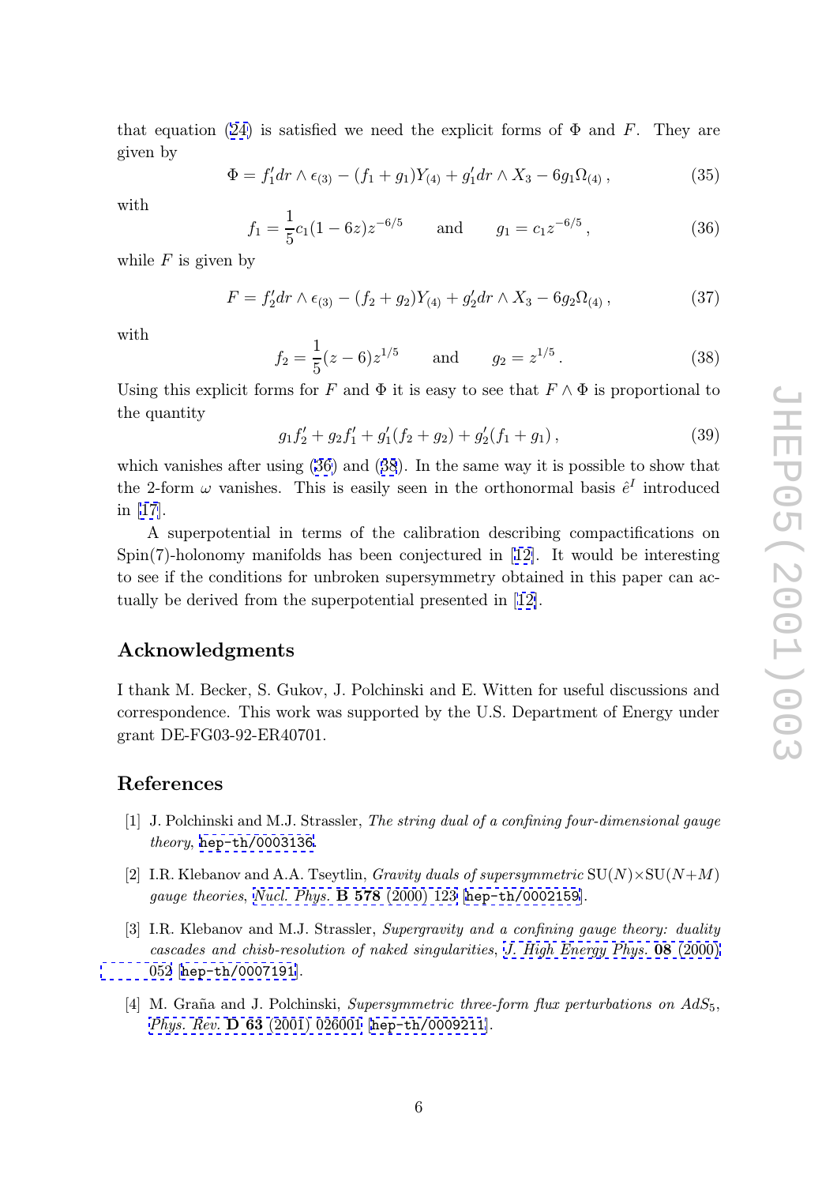that equation (24) is satisfied we need the explicit forms of $\Phi$ and $F$. They are given by

$$\Phi = f_1' dr \wedge \epsilon_{(3)} - (f_1 + g_1) Y_{(4)} + g_1' dr \wedge X_3 - 6 g_1 \Omega_{(4)} \,, \tag{35}$$

with

$$f_1 = \frac{1}{5} c_1 (1 - 6z) z^{-6/5} \qquad \text{and} \qquad g_1 = c_1 z^{-6/5} \,, \tag{36}$$

while $F$ is given by

$$F = f_2' dr \wedge \epsilon_{(3)} - (f_2 + g_2) Y_{(4)} + g_2' dr \wedge X_3 - 6 g_2 \Omega_{(4)} \,, \tag{37}$$

with

$$f_2 = \frac{1}{5} (z - 6) z^{1/5} \qquad \text{and} \qquad g_2 = z^{1/5} \,. \tag{38}$$

Using this explicit forms for $F$ and $\Phi$ it is easy to see that $F \wedge \Phi$ is proportional to the quantity

$$g_1 f_2' + g_2 f_1' + g_1'(f_2 + g_2) + g_2'(f_1 + g_1) \,, \tag{39}$$

which vanishes after using (36) and (38). In the same way it is possible to show that the 2-form $\omega$ vanishes. This is easily seen in the orthonormal basis $\hat{e}^I$ introduced in [17].

A superpotential in terms of the calibration describing compactifications on Spin(7)-holonomy manifolds has been conjectured in [12]. It would be interesting to see if the conditions for unbroken supersymmetry obtained in this paper can actually be derived from the superpotential presented in [12].

## Acknowledgments

I thank M. Becker, S. Gukov, J. Polchinski and E. Witten for useful discussions and correspondence. This work was supported by the U.S. Department of Energy under grant DE-FG03-92-ER40701.

## References

[1] J. Polchinski and M.J. Strassler, *The string dual of a confining four-dimensional gauge theory*, hep-th/0003136.

[2] I.R. Klebanov and A.A. Tseytlin, *Gravity duals of supersymmetric* SU($N$)×SU($N$+$M$) *gauge theories*, *Nucl. Phys.* **B 578** (2000) 123 [hep-th/0002159].

[3] I.R. Klebanov and M.J. Strassler, *Supergravity and a confining gauge theory: duality cascades and chisb-resolution of naked singularities*, *J. High Energy Phys.* **08** (2000) 052 [hep-th/0007191].

[4] M. Graña and J. Polchinski, *Supersymmetric three-form flux perturbations on $AdS_5$*, *Phys. Rev.* **D 63** (2001) 026001 [hep-th/0009211].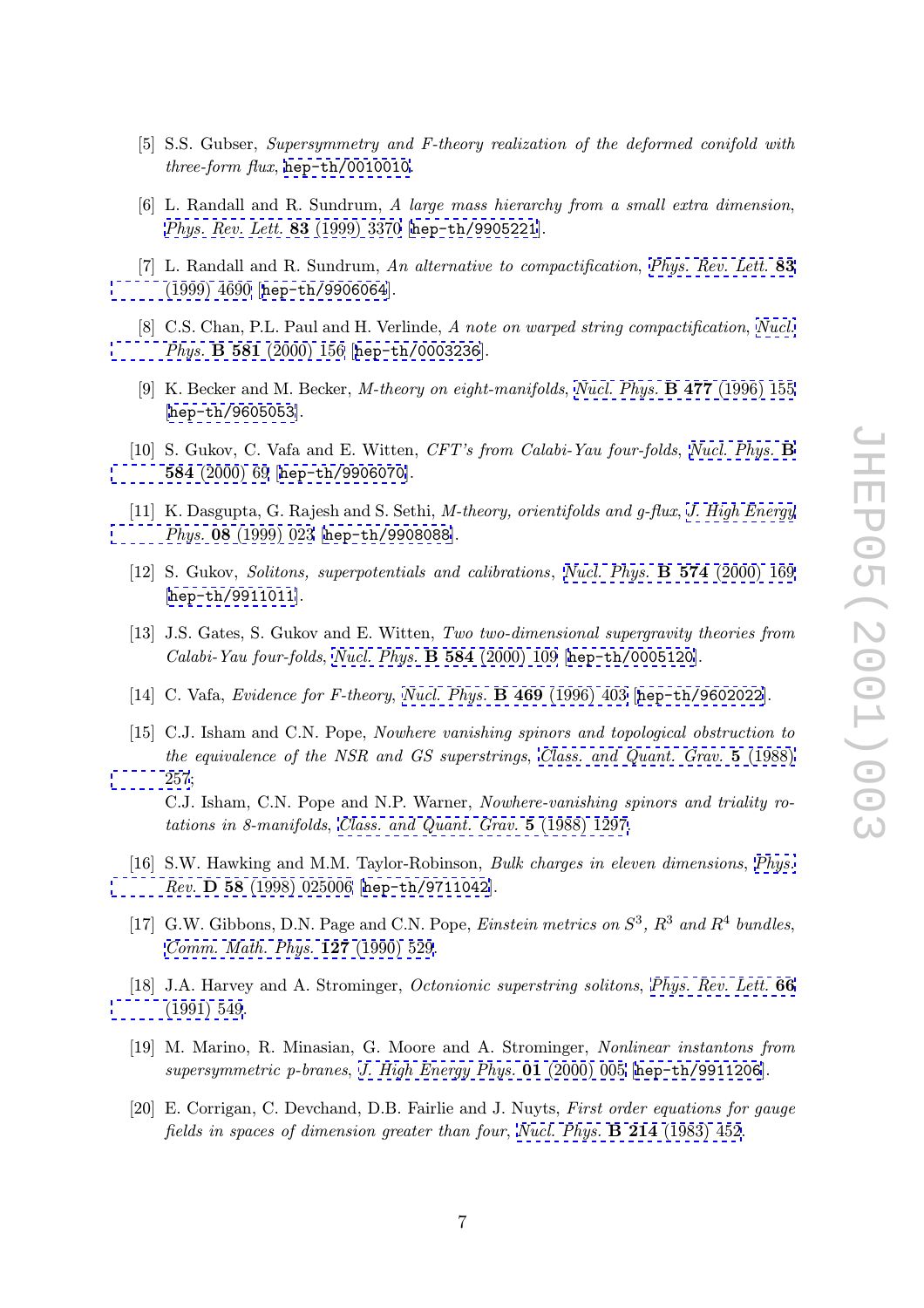[5] S.S. Gubser, *Supersymmetry and F-theory realization of the deformed conifold with three-form flux*, hep-th/0010010.

[6] L. Randall and R. Sundrum, *A large mass hierarchy from a small extra dimension*, *Phys. Rev. Lett.* **83** (1999) 3370 [hep-th/9905221].

[7] L. Randall and R. Sundrum, *An alternative to compactification*, *Phys. Rev. Lett.* **83** (1999) 4690 [hep-th/9906064].

[8] C.S. Chan, P.L. Paul and H. Verlinde, *A note on warped string compactification*, *Nucl. Phys.* **B 581** (2000) 156 [hep-th/0003236].

[9] K. Becker and M. Becker, *M-theory on eight-manifolds*, *Nucl. Phys.* **B 477** (1996) 155 [hep-th/9605053].

[10] S. Gukov, C. Vafa and E. Witten, *CFT's from Calabi-Yau four-folds*, *Nucl. Phys.* **B 584** (2000) 69 [hep-th/9906070].

[11] K. Dasgupta, G. Rajesh and S. Sethi, *M-theory, orientifolds and g-flux*, *J. High Energy Phys.* **08** (1999) 023 [hep-th/9908088].

[12] S. Gukov, *Solitons, superpotentials and calibrations*, *Nucl. Phys.* **B 574** (2000) 169 [hep-th/9911011].

[13] J.S. Gates, S. Gukov and E. Witten, *Two two-dimensional supergravity theories from Calabi-Yau four-folds*, *Nucl. Phys.* **B 584** (2000) 109 [hep-th/0005120].

[14] C. Vafa, *Evidence for F-theory*, *Nucl. Phys.* **B 469** (1996) 403 [hep-th/9602022].

[15] C.J. Isham and C.N. Pope, *Nowhere vanishing spinors and topological obstruction to the equivalence of the NSR and GS superstrings*, *Class. and Quant. Grav.* **5** (1988) 257;
C.J. Isham, C.N. Pope and N.P. Warner, *Nowhere-vanishing spinors and triality rotations in 8-manifolds*, *Class. and Quant. Grav.* **5** (1988) 1297.

[16] S.W. Hawking and M.M. Taylor-Robinson, *Bulk charges in eleven dimensions*, *Phys. Rev.* **D 58** (1998) 025006 [hep-th/9711042].

[17] G.W. Gibbons, D.N. Page and C.N. Pope, *Einstein metrics on $S^3$, $R^3$ and $R^4$ bundles*, *Comm. Math. Phys.* **127** (1990) 529.

[18] J.A. Harvey and A. Strominger, *Octonionic superstring solitons*, *Phys. Rev. Lett.* **66** (1991) 549.

[19] M. Marino, R. Minasian, G. Moore and A. Strominger, *Nonlinear instantons from supersymmetric p-branes*, *J. High Energy Phys.* **01** (2000) 005 [hep-th/9911206].

[20] E. Corrigan, C. Devchand, D.B. Fairlie and J. Nuyts, *First order equations for gauge fields in spaces of dimension greater than four*, *Nucl. Phys.* **B 214** (1983) 452.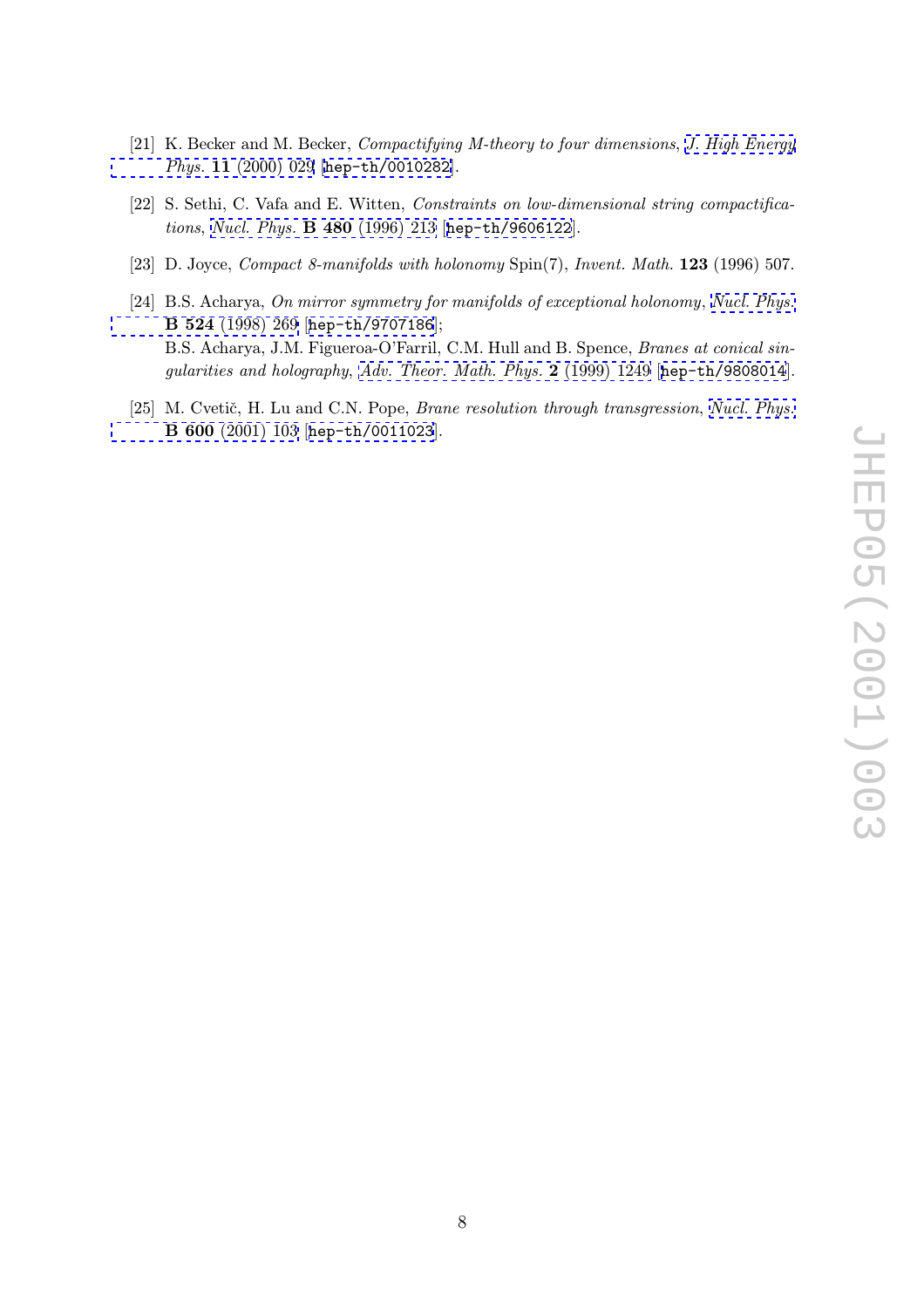[21] K. Becker and M. Becker, *Compactifying M-theory to four dimensions*, *J. High Energy Phys.* **11** (2000) 029 [hep-th/0010282].

[22] S. Sethi, C. Vafa and E. Witten, *Constraints on low-dimensional string compactifications*, *Nucl. Phys.* **B 480** (1996) 213 [hep-th/9606122].

[23] D. Joyce, *Compact 8-manifolds with holonomy* Spin(7), *Invent. Math.* **123** (1996) 507.

[24] B.S. Acharya, *On mirror symmetry for manifolds of exceptional holonomy*, *Nucl. Phys.* **B 524** (1998) 269 [hep-th/9707186];
B.S. Acharya, J.M. Figueroa-O'Farril, C.M. Hull and B. Spence, *Branes at conical singularities and holography*, *Adv. Theor. Math. Phys.* **2** (1999) 1249 [hep-th/9808014].

[25] M. Cvetič, H. Lu and C.N. Pope, *Brane resolution through transgression*, *Nucl. Phys.* **B 600** (2001) 103 [hep-th/0011023].